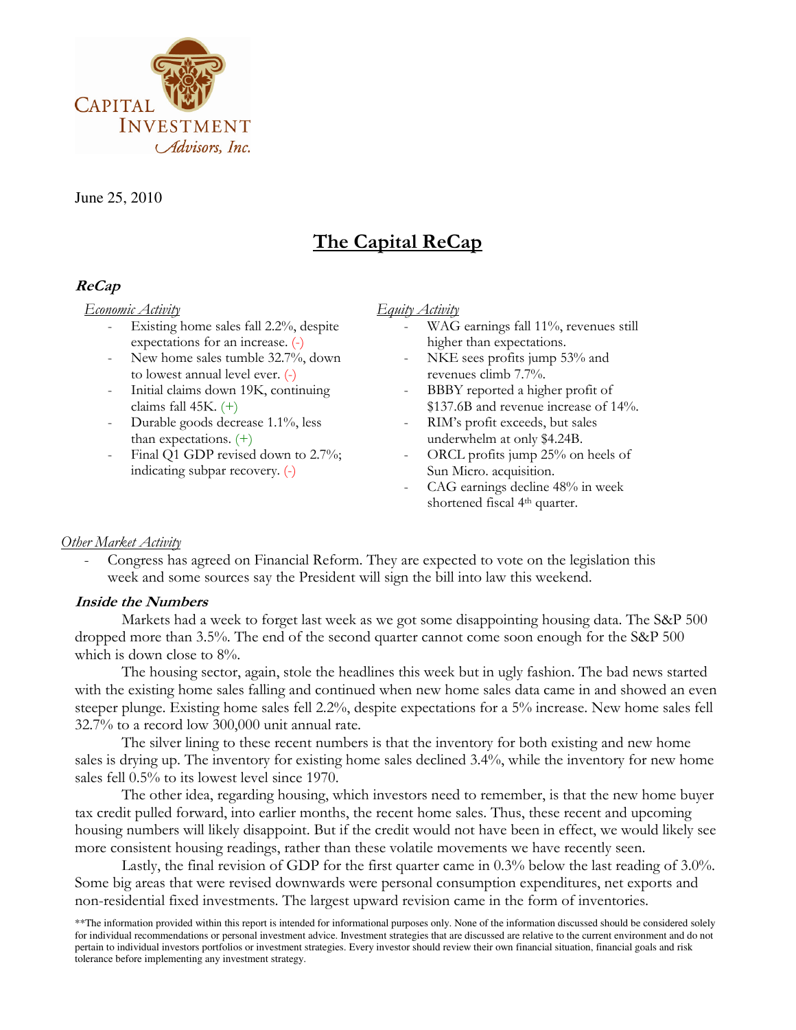Capital Investment Advisors, Inc.

June 25, 2010

# The Capital ReCap

## ReCap

*Economic Activity*

- Existing home sales fall 2.2%, despite expectations for an increase. (-)
- New home sales tumble 32.7%, down to lowest annual level ever. (-)
- Initial claims down 19K, continuing claims fall 45K. (+)
- Durable goods decrease 1.1%, less than expectations. (+)
- Final Q1 GDP revised down to 2.7%; indicating subpar recovery. (-)

*Equity Activity*

- WAG earnings fall 11%, revenues still higher than expectations.
- NKE sees profits jump 53% and revenues climb 7.7%.
- BBBY reported a higher profit of $137.6B and revenue increase of 14%.
- RIM's profit exceeds, but sales underwhelm at only $4.24B.
- ORCL profits jump 25% on heels of Sun Micro. acquisition.
- CAG earnings decline 48% in week shortened fiscal 4th quarter.

*Other Market Activity*

- Congress has agreed on Financial Reform. They are expected to vote on the legislation this week and some sources say the President will sign the bill into law this weekend.

## Inside the Numbers

Markets had a week to forget last week as we got some disappointing housing data. The S&P 500 dropped more than 3.5%. The end of the second quarter cannot come soon enough for the S&P 500 which is down close to 8%.

The housing sector, again, stole the headlines this week but in ugly fashion. The bad news started with the existing home sales falling and continued when new home sales data came in and showed an even steeper plunge. Existing home sales fell 2.2%, despite expectations for a 5% increase. New home sales fell 32.7% to a record low 300,000 unit annual rate.

The silver lining to these recent numbers is that the inventory for both existing and new home sales is drying up. The inventory for existing home sales declined 3.4%, while the inventory for new home sales fell 0.5% to its lowest level since 1970.

The other idea, regarding housing, which investors need to remember, is that the new home buyer tax credit pulled forward, into earlier months, the recent home sales. Thus, these recent and upcoming housing numbers will likely disappoint. But if the credit would not have been in effect, we would likely see more consistent housing readings, rather than these volatile movements we have recently seen.

Lastly, the final revision of GDP for the first quarter came in 0.3% below the last reading of 3.0%. Some big areas that were revised downwards were personal consumption expenditures, net exports and non-residential fixed investments. The largest upward revision came in the form of inventories.

**The information provided within this report is intended for informational purposes only. None of the information discussed should be considered solely for individual recommendations or personal investment advice. Investment strategies that are discussed are relative to the current environment and do not pertain to individual investors portfolios or investment strategies. Every investor should review their own financial situation, financial goals and risk tolerance before implementing any investment strategy.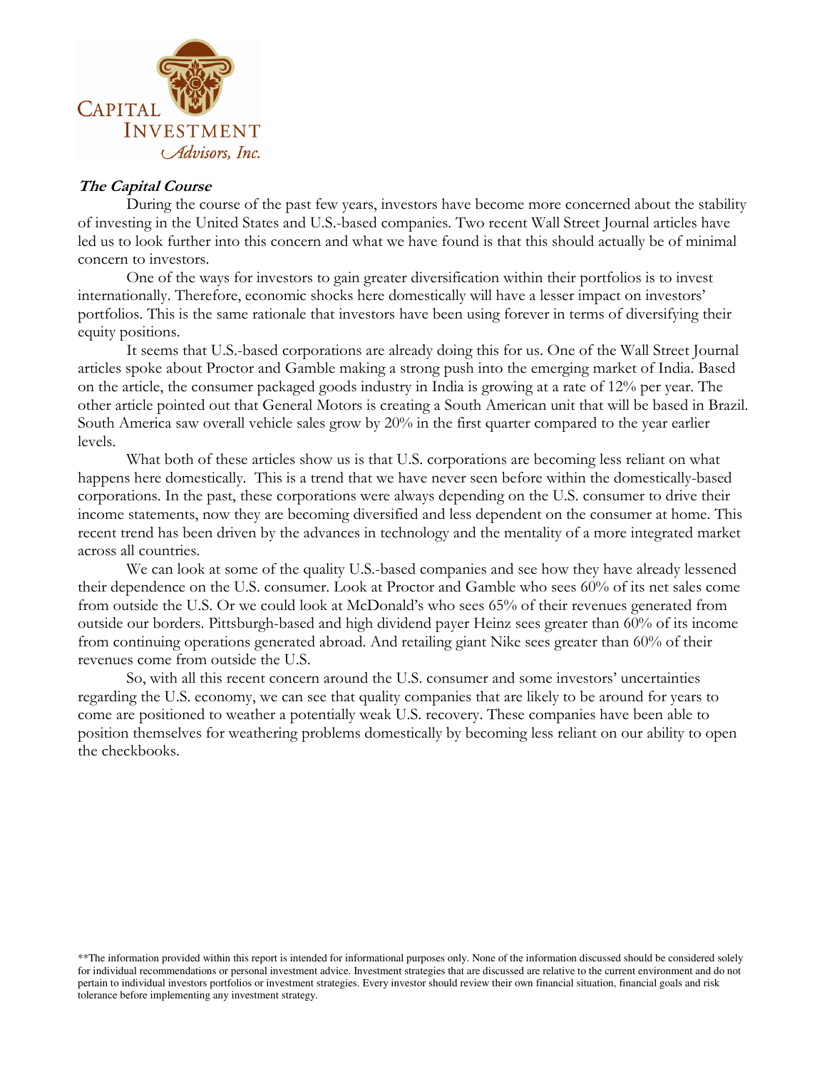CAPITAL INVESTMENT *Advisors, Inc.*

***The Capital Course***

During the course of the past few years, investors have become more concerned about the stability of investing in the United States and U.S.-based companies. Two recent Wall Street Journal articles have led us to look further into this concern and what we have found is that this should actually be of minimal concern to investors.

One of the ways for investors to gain greater diversification within their portfolios is to invest internationally. Therefore, economic shocks here domestically will have a lesser impact on investors' portfolios. This is the same rationale that investors have been using forever in terms of diversifying their equity positions.

It seems that U.S.-based corporations are already doing this for us. One of the Wall Street Journal articles spoke about Proctor and Gamble making a strong push into the emerging market of India. Based on the article, the consumer packaged goods industry in India is growing at a rate of 12% per year. The other article pointed out that General Motors is creating a South American unit that will be based in Brazil. South America saw overall vehicle sales grow by 20% in the first quarter compared to the year earlier levels.

What both of these articles show us is that U.S. corporations are becoming less reliant on what happens here domestically. This is a trend that we have never seen before within the domestically-based corporations. In the past, these corporations were always depending on the U.S. consumer to drive their income statements, now they are becoming diversified and less dependent on the consumer at home. This recent trend has been driven by the advances in technology and the mentality of a more integrated market across all countries.

We can look at some of the quality U.S.-based companies and see how they have already lessened their dependence on the U.S. consumer. Look at Proctor and Gamble who sees 60% of its net sales come from outside the U.S. Or we could look at McDonald's who sees 65% of their revenues generated from outside our borders. Pittsburgh-based and high dividend payer Heinz sees greater than 60% of its income from continuing operations generated abroad. And retailing giant Nike sees greater than 60% of their revenues come from outside the U.S.

So, with all this recent concern around the U.S. consumer and some investors' uncertainties regarding the U.S. economy, we can see that quality companies that are likely to be around for years to come are positioned to weather a potentially weak U.S. recovery. These companies have been able to position themselves for weathering problems domestically by becoming less reliant on our ability to open the checkbooks.

**The information provided within this report is intended for informational purposes only. None of the information discussed should be considered solely for individual recommendations or personal investment advice. Investment strategies that are discussed are relative to the current environment and do not pertain to individual investors portfolios or investment strategies. Every investor should review their own financial situation, financial goals and risk tolerance before implementing any investment strategy.